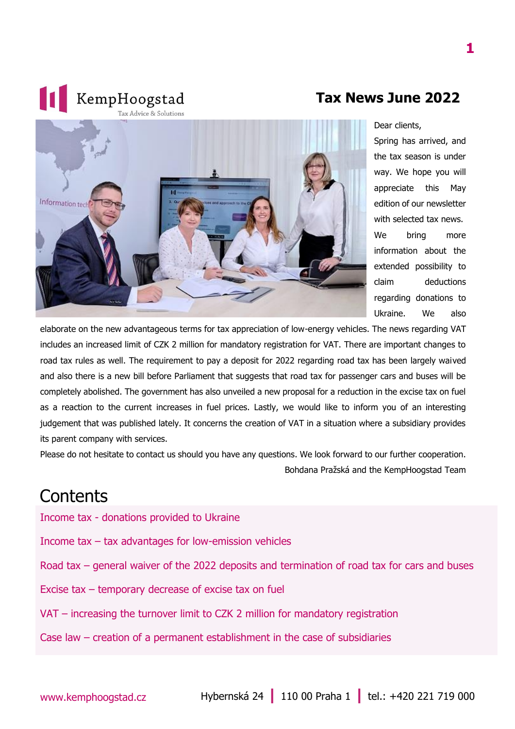KempHoogstad
Tax Advice & Solutions

# Tax News June 2022

Dear clients,

Spring has arrived, and the tax season is under way. We hope you will appreciate this May edition of our newsletter with selected tax news. We bring more information about the extended possibility to claim deductions regarding donations to Ukraine. We also elaborate on the new advantageous terms for tax appreciation of low-energy vehicles. The news regarding VAT includes an increased limit of CZK 2 million for mandatory registration for VAT. There are important changes to road tax rules as well. The requirement to pay a deposit for 2022 regarding road tax has been largely waived and also there is a new bill before Parliament that suggests that road tax for passenger cars and buses will be completely abolished. The government has also unveiled a new proposal for a reduction in the excise tax on fuel as a reaction to the current increases in fuel prices. Lastly, we would like to inform you of an interesting judgement that was published lately. It concerns the creation of VAT in a situation where a subsidiary provides its parent company with services.

Please do not hesitate to contact us should you have any questions. We look forward to our further cooperation.

Bohdana Pražská and the KempHoogstad Team

## Contents

- Income tax - donations provided to Ukraine
- Income tax – tax advantages for low-emission vehicles
- Road tax – general waiver of the 2022 deposits and termination of road tax for cars and buses
- Excise tax – temporary decrease of excise tax on fuel
- VAT – increasing the turnover limit to CZK 2 million for mandatory registration
- Case law – creation of a permanent establishment in the case of subsidiaries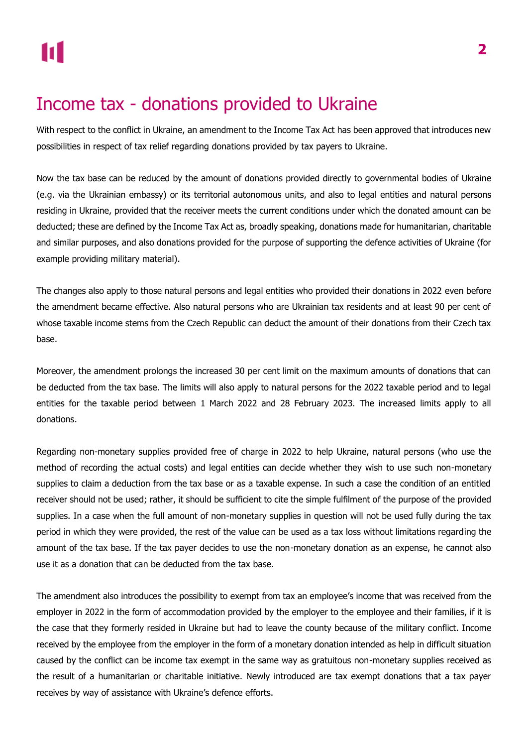# Income tax - donations provided to Ukraine

With respect to the conflict in Ukraine, an amendment to the Income Tax Act has been approved that introduces new possibilities in respect of tax relief regarding donations provided by tax payers to Ukraine.

Now the tax base can be reduced by the amount of donations provided directly to governmental bodies of Ukraine (e.g. via the Ukrainian embassy) or its territorial autonomous units, and also to legal entities and natural persons residing in Ukraine, provided that the receiver meets the current conditions under which the donated amount can be deducted; these are defined by the Income Tax Act as, broadly speaking, donations made for humanitarian, charitable and similar purposes, and also donations provided for the purpose of supporting the defence activities of Ukraine (for example providing military material).

The changes also apply to those natural persons and legal entities who provided their donations in 2022 even before the amendment became effective. Also natural persons who are Ukrainian tax residents and at least 90 per cent of whose taxable income stems from the Czech Republic can deduct the amount of their donations from their Czech tax base.

Moreover, the amendment prolongs the increased 30 per cent limit on the maximum amounts of donations that can be deducted from the tax base. The limits will also apply to natural persons for the 2022 taxable period and to legal entities for the taxable period between 1 March 2022 and 28 February 2023. The increased limits apply to all donations.

Regarding non-monetary supplies provided free of charge in 2022 to help Ukraine, natural persons (who use the method of recording the actual costs) and legal entities can decide whether they wish to use such non-monetary supplies to claim a deduction from the tax base or as a taxable expense. In such a case the condition of an entitled receiver should not be used; rather, it should be sufficient to cite the simple fulfilment of the purpose of the provided supplies. In a case when the full amount of non-monetary supplies in question will not be used fully during the tax period in which they were provided, the rest of the value can be used as a tax loss without limitations regarding the amount of the tax base. If the tax payer decides to use the non-monetary donation as an expense, he cannot also use it as a donation that can be deducted from the tax base.

The amendment also introduces the possibility to exempt from tax an employee's income that was received from the employer in 2022 in the form of accommodation provided by the employer to the employee and their families, if it is the case that they formerly resided in Ukraine but had to leave the county because of the military conflict. Income received by the employee from the employer in the form of a monetary donation intended as help in difficult situation caused by the conflict can be income tax exempt in the same way as gratuitous non-monetary supplies received as the result of a humanitarian or charitable initiative. Newly introduced are tax exempt donations that a tax payer receives by way of assistance with Ukraine's defence efforts.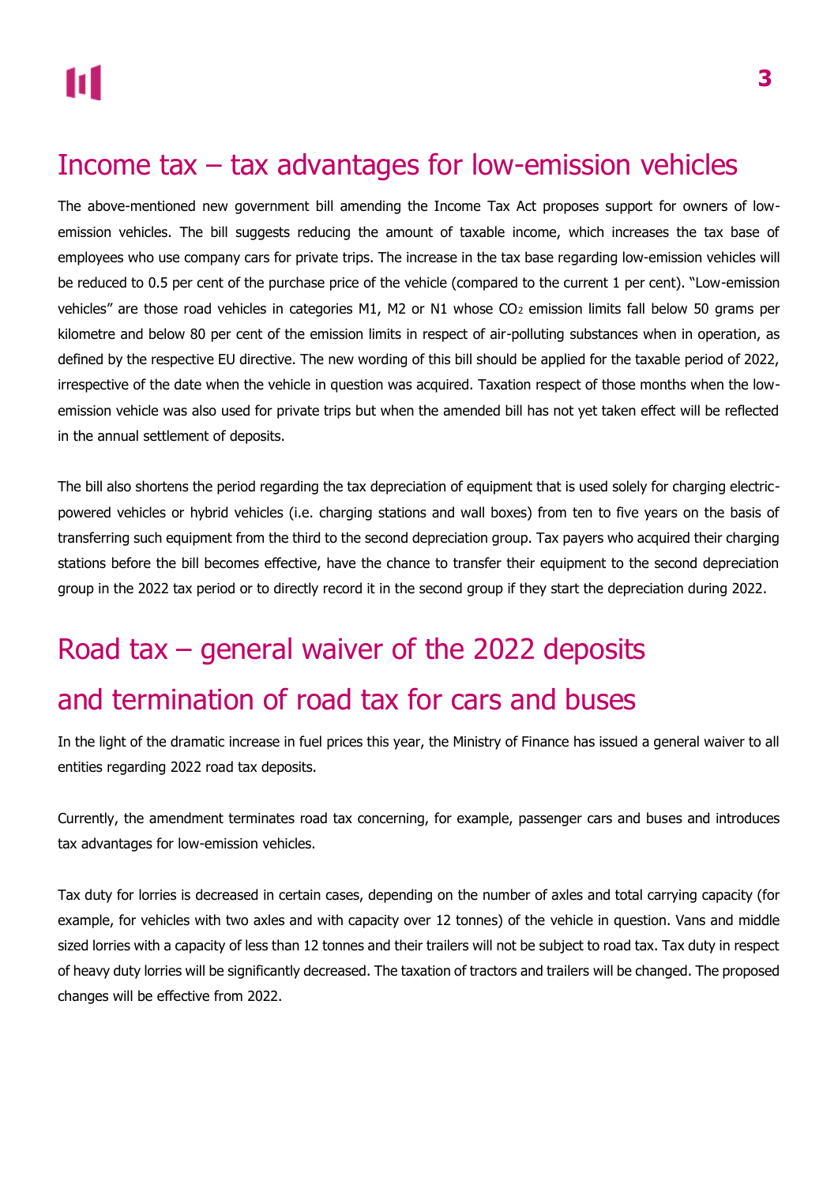# Income tax – tax advantages for low-emission vehicles

The above-mentioned new government bill amending the Income Tax Act proposes support for owners of low-emission vehicles. The bill suggests reducing the amount of taxable income, which increases the tax base of employees who use company cars for private trips. The increase in the tax base regarding low-emission vehicles will be reduced to 0.5 per cent of the purchase price of the vehicle (compared to the current 1 per cent). "Low-emission vehicles" are those road vehicles in categories M1, M2 or N1 whose $CO_2$ emission limits fall below 50 grams per kilometre and below 80 per cent of the emission limits in respect of air-polluting substances when in operation, as defined by the respective EU directive. The new wording of this bill should be applied for the taxable period of 2022, irrespective of the date when the vehicle in question was acquired. Taxation respect of those months when the low-emission vehicle was also used for private trips but when the amended bill has not yet taken effect will be reflected in the annual settlement of deposits.

The bill also shortens the period regarding the tax depreciation of equipment that is used solely for charging electric-powered vehicles or hybrid vehicles (i.e. charging stations and wall boxes) from ten to five years on the basis of transferring such equipment from the third to the second depreciation group. Tax payers who acquired their charging stations before the bill becomes effective, have the chance to transfer their equipment to the second depreciation group in the 2022 tax period or to directly record it in the second group if they start the depreciation during 2022.

# Road tax – general waiver of the 2022 deposits and termination of road tax for cars and buses

In the light of the dramatic increase in fuel prices this year, the Ministry of Finance has issued a general waiver to all entities regarding 2022 road tax deposits.

Currently, the amendment terminates road tax concerning, for example, passenger cars and buses and introduces tax advantages for low-emission vehicles.

Tax duty for lorries is decreased in certain cases, depending on the number of axles and total carrying capacity (for example, for vehicles with two axles and with capacity over 12 tonnes) of the vehicle in question. Vans and middle sized lorries with a capacity of less than 12 tonnes and their trailers will not be subject to road tax. Tax duty in respect of heavy duty lorries will be significantly decreased. The taxation of tractors and trailers will be changed. The proposed changes will be effective from 2022.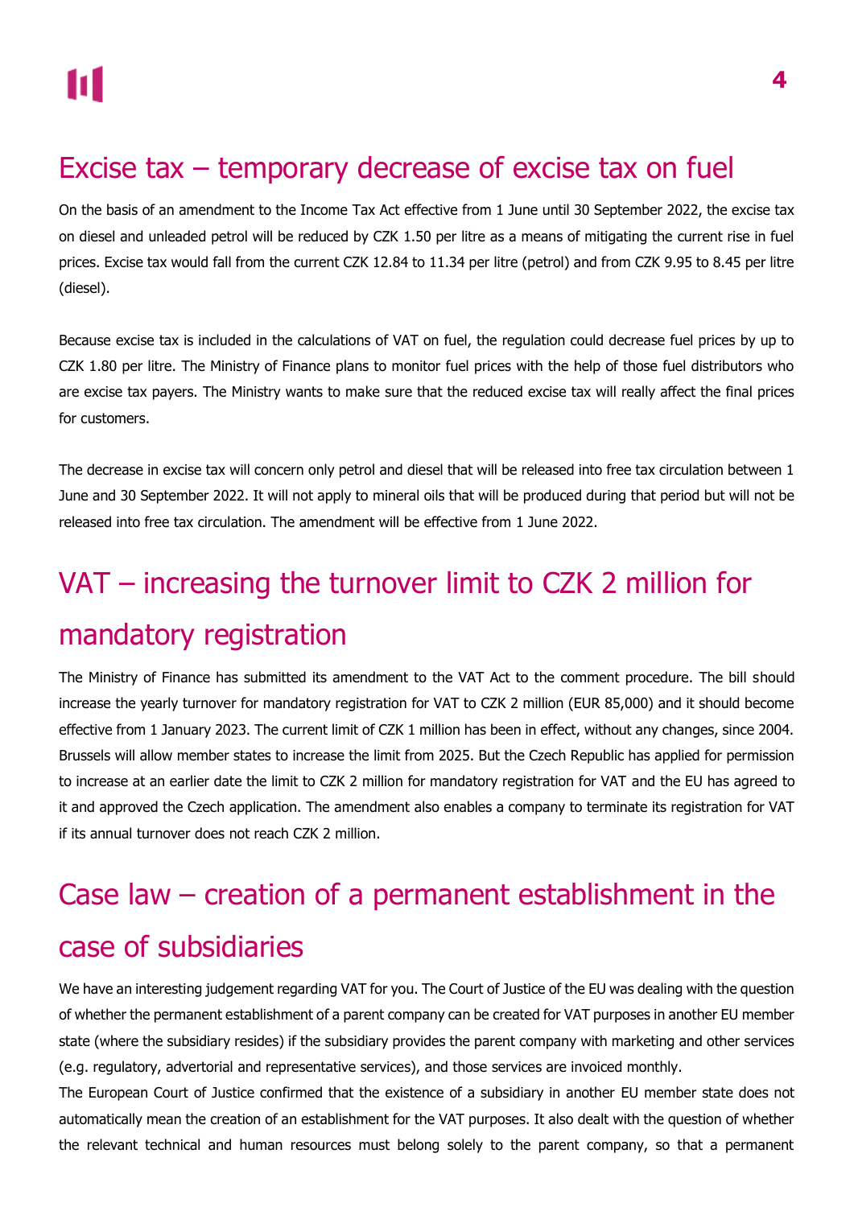## Excise tax – temporary decrease of excise tax on fuel

On the basis of an amendment to the Income Tax Act effective from 1 June until 30 September 2022, the excise tax on diesel and unleaded petrol will be reduced by CZK 1.50 per litre as a means of mitigating the current rise in fuel prices. Excise tax would fall from the current CZK 12.84 to 11.34 per litre (petrol) and from CZK 9.95 to 8.45 per litre (diesel).

Because excise tax is included in the calculations of VAT on fuel, the regulation could decrease fuel prices by up to CZK 1.80 per litre. The Ministry of Finance plans to monitor fuel prices with the help of those fuel distributors who are excise tax payers. The Ministry wants to make sure that the reduced excise tax will really affect the final prices for customers.

The decrease in excise tax will concern only petrol and diesel that will be released into free tax circulation between 1 June and 30 September 2022. It will not apply to mineral oils that will be produced during that period but will not be released into free tax circulation. The amendment will be effective from 1 June 2022.

## VAT – increasing the turnover limit to CZK 2 million for mandatory registration

The Ministry of Finance has submitted its amendment to the VAT Act to the comment procedure. The bill should increase the yearly turnover for mandatory registration for VAT to CZK 2 million (EUR 85,000) and it should become effective from 1 January 2023. The current limit of CZK 1 million has been in effect, without any changes, since 2004. Brussels will allow member states to increase the limit from 2025. But the Czech Republic has applied for permission to increase at an earlier date the limit to CZK 2 million for mandatory registration for VAT and the EU has agreed to it and approved the Czech application. The amendment also enables a company to terminate its registration for VAT if its annual turnover does not reach CZK 2 million.

## Case law – creation of a permanent establishment in the case of subsidiaries

We have an interesting judgement regarding VAT for you. The Court of Justice of the EU was dealing with the question of whether the permanent establishment of a parent company can be created for VAT purposes in another EU member state (where the subsidiary resides) if the subsidiary provides the parent company with marketing and other services (e.g. regulatory, advertorial and representative services), and those services are invoiced monthly.

The European Court of Justice confirmed that the existence of a subsidiary in another EU member state does not automatically mean the creation of an establishment for the VAT purposes. It also dealt with the question of whether the relevant technical and human resources must belong solely to the parent company, so that a permanent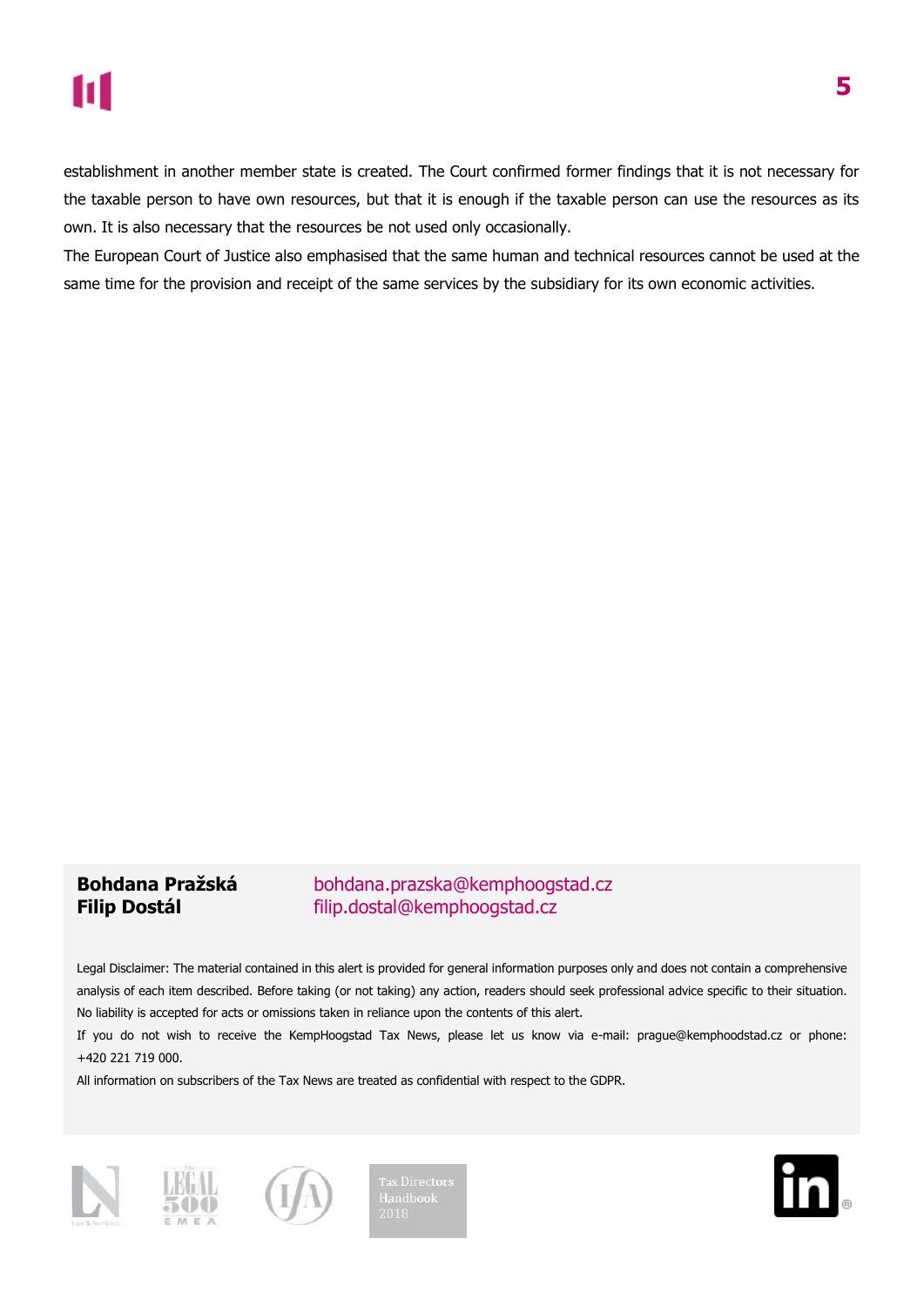establishment in another member state is created. The Court confirmed former findings that it is not necessary for the taxable person to have own resources, but that it is enough if the taxable person can use the resources as its own. It is also necessary that the resources be not used only occasionally.

The European Court of Justice also emphasised that the same human and technical resources cannot be used at the same time for the provision and receipt of the same services by the subsidiary for its own economic activities.

**Bohdana Pražská** bohdana.prazska@kemphoogstad.cz
**Filip Dostál** filip.dostal@kemphoogstad.cz

Legal Disclaimer: The material contained in this alert is provided for general information purposes only and does not contain a comprehensive analysis of each item described. Before taking (or not taking) any action, readers should seek professional advice specific to their situation. No liability is accepted for acts or omissions taken in reliance upon the contents of this alert.

If you do not wish to receive the KempHoogstad Tax News, please let us know via e-mail: prague@kemphoodstad.cz or phone: +420 221 719 000.

All information on subscribers of the Tax News are treated as confidential with respect to the GDPR.

Tax Directors Handbook 2018